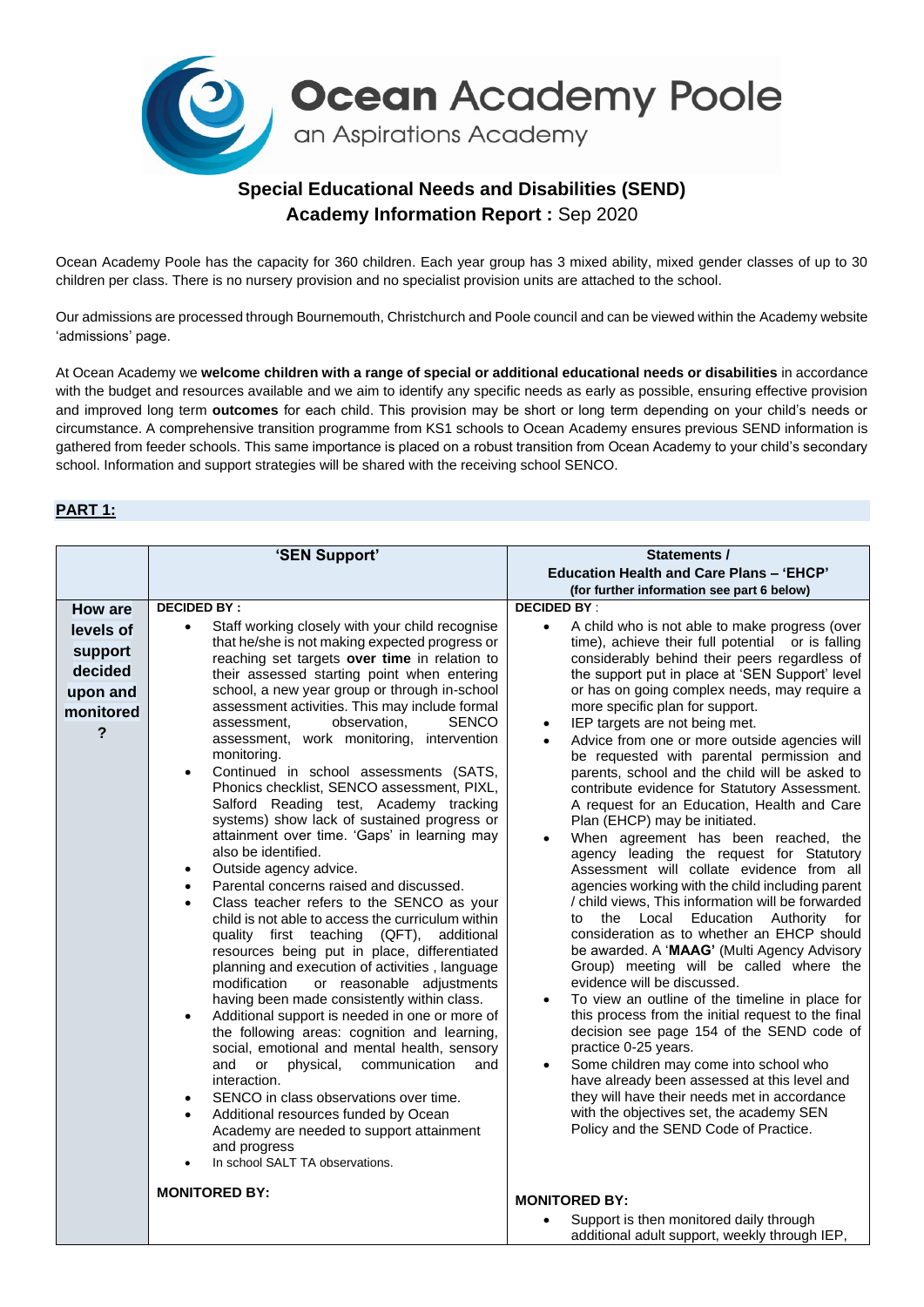# Ocean Academy Poole

an Aspirations Academy

## Special Educational Needs and Disabilities (SEND)
## Academy Information Report : Sep 2020

Ocean Academy Poole has the capacity for 360 children. Each year group has 3 mixed ability, mixed gender classes of up to 30 children per class. There is no nursery provision and no specialist provision units are attached to the school.

Our admissions are processed through Bournemouth, Christchurch and Poole council and can be viewed within the Academy website 'admissions' page.

At Ocean Academy we **welcome children with a range of special or additional educational needs or disabilities** in accordance with the budget and resources available and we aim to identify any specific needs as early as possible, ensuring effective provision and improved long term **outcomes** for each child. This provision may be short or long term depending on your child's needs or circumstance. A comprehensive transition programme from KS1 schools to Ocean Academy ensures previous SEND information is gathered from feeder schools. This same importance is placed on a robust transition from Ocean Academy to your child's secondary school. Information and support strategies will be shared with the receiving school SENCO.

## PART 1:

| | **'SEN Support'** | **Statements / Education Health and Care Plans – 'EHCP'** (for further information see part 6 below) |
|---|---|---|
| **How are levels of support decided upon and monitored?** | **DECIDED BY :**<br>• Staff working closely with your child recognise that he/she is not making expected progress or reaching set targets **over time** in relation to their assessed starting point when entering school, a new year group or through in-school assessment activities. This may include formal assessment, observation, SENCO assessment, work monitoring, intervention monitoring.<br>• Continued in school assessments (SATS, Phonics checklist, SENCO assessment, PIXL, Salford Reading test, Academy tracking systems) show lack of sustained progress or attainment over time. 'Gaps' in learning may also be identified.<br>• Outside agency advice.<br>• Parental concerns raised and discussed.<br>• Class teacher refers to the SENCO as your child is not able to access the curriculum within quality first teaching (QFT), additional resources being put in place, differentiated planning and execution of activities , language modification or reasonable adjustments having been made consistently within class.<br>• Additional support is needed in one or more of the following areas: cognition and learning, social, emotional and mental health, sensory and or physical, communication and interaction.<br>• SENCO in class observations over time.<br>• Additional resources funded by Ocean Academy are needed to support attainment and progress<br>• In school SALT TA observations.<br><br>**MONITORED BY:** | **DECIDED BY** :<br>• A child who is not able to make progress (over time), achieve their full potential or is falling considerably behind their peers regardless of the support put in place at 'SEN Support' level or has on going complex needs, may require a more specific plan for support.<br>• IEP targets are not being met.<br>• Advice from one or more outside agencies will be requested with parental permission and parents, school and the child will be asked to contribute evidence for Statutory Assessment. A request for an Education, Health and Care Plan (EHCP) may be initiated.<br>• When agreement has been reached, the agency leading the request for Statutory Assessment will collate evidence from all agencies working with the child including parent / child views, This information will be forwarded to the Local Education Authority for consideration as to whether an EHCP should be awarded. A '**MAAG**' (Multi Agency Advisory Group) meeting will be called where the evidence will be discussed.<br>• To view an outline of the timeline in place for this process from the initial request to the final decision see page 154 of the SEND code of practice 0-25 years.<br>• Some children may come into school who have already been assessed at this level and they will have their needs met in accordance with the objectives set, the academy SEN Policy and the SEND Code of Practice.<br><br>**MONITORED BY:**<br>• Support is then monitored daily through additional adult support, weekly through IEP, |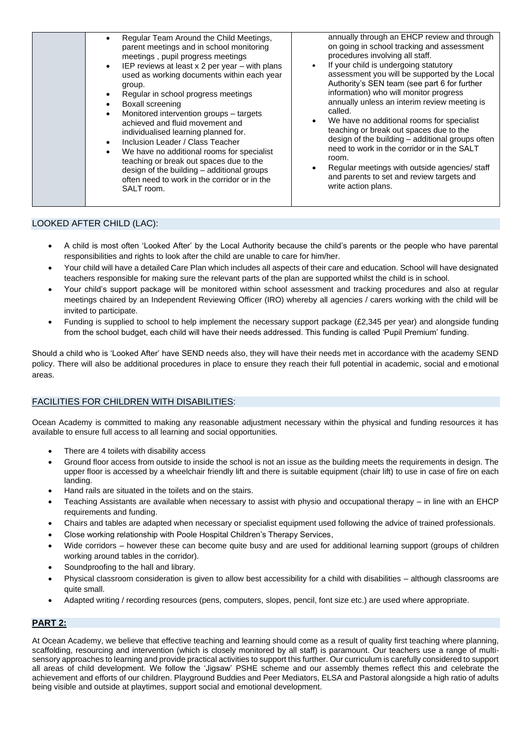| | • Regular Team Around the Child Meetings, parent meetings and in school monitoring meetings , pupil progress meetings<br>• IEP reviews at least x 2 per year – with plans used as working documents within each year group.<br>• Regular in school progress meetings<br>• Boxall screening<br>• Monitored intervention groups – targets achieved and fluid movement and individualised learning planned for.<br>• Inclusion Leader / Class Teacher<br>• We have no additional rooms for specialist teaching or break out spaces due to the design of the building – additional groups often need to work in the corridor or in the SALT room. | annually through an EHCP review and through on going in school tracking and assessment procedures involving all staff.<br>• If your child is undergoing statutory assessment you will be supported by the Local Authority's SEN team (see part 6 for further information) who will monitor progress annually unless an interim review meeting is called.<br>• We have no additional rooms for specialist teaching or break out spaces due to the design of the building – additional groups often need to work in the corridor or in the SALT room.<br>• Regular meetings with outside agencies/ staff and parents to set and review targets and write action plans. |
|---|---|---|

## LOOKED AFTER CHILD (LAC):

- A child is most often 'Looked After' by the Local Authority because the child's parents or the people who have parental responsibilities and rights to look after the child are unable to care for him/her.
- Your child will have a detailed Care Plan which includes all aspects of their care and education. School will have designated teachers responsible for making sure the relevant parts of the plan are supported whilst the child is in school.
- Your child's support package will be monitored within school assessment and tracking procedures and also at regular meetings chaired by an Independent Reviewing Officer (IRO) whereby all agencies / carers working with the child will be invited to participate.
- Funding is supplied to school to help implement the necessary support package (£2,345 per year) and alongside funding from the school budget, each child will have their needs addressed. This funding is called 'Pupil Premium' funding.

Should a child who is 'Looked After' have SEND needs also, they will have their needs met in accordance with the academy SEND policy. There will also be additional procedures in place to ensure they reach their full potential in academic, social and emotional areas.

## FACILITIES FOR CHILDREN WITH DISABILITIES:

Ocean Academy is committed to making any reasonable adjustment necessary within the physical and funding resources it has available to ensure full access to all learning and social opportunities.

- There are 4 toilets with disability access
- Ground floor access from outside to inside the school is not an issue as the building meets the requirements in design. The upper floor is accessed by a wheelchair friendly lift and there is suitable equipment (chair lift) to use in case of fire on each landing.
- Hand rails are situated in the toilets and on the stairs.
- Teaching Assistants are available when necessary to assist with physio and occupational therapy – in line with an EHCP requirements and funding.
- Chairs and tables are adapted when necessary or specialist equipment used following the advice of trained professionals.
- Close working relationship with Poole Hospital Children's Therapy Services,
- Wide corridors – however these can become quite busy and are used for additional learning support (groups of children working around tables in the corridor).
- Soundproofing to the hall and library.
- Physical classroom consideration is given to allow best accessibility for a child with disabilities – although classrooms are quite small.
- Adapted writing / recording resources (pens, computers, slopes, pencil, font size etc.) are used where appropriate.

## PART 2:

At Ocean Academy, we believe that effective teaching and learning should come as a result of quality first teaching where planning, scaffolding, resourcing and intervention (which is closely monitored by all staff) is paramount. Our teachers use a range of multi-sensory approaches to learning and provide practical activities to support this further. Our curriculum is carefully considered to support all areas of child development. We follow the 'Jigsaw' PSHE scheme and our assembly themes reflect this and celebrate the achievement and efforts of our children. Playground Buddies and Peer Mediators, ELSA and Pastoral alongside a high ratio of adults being visible and outside at playtimes, support social and emotional development.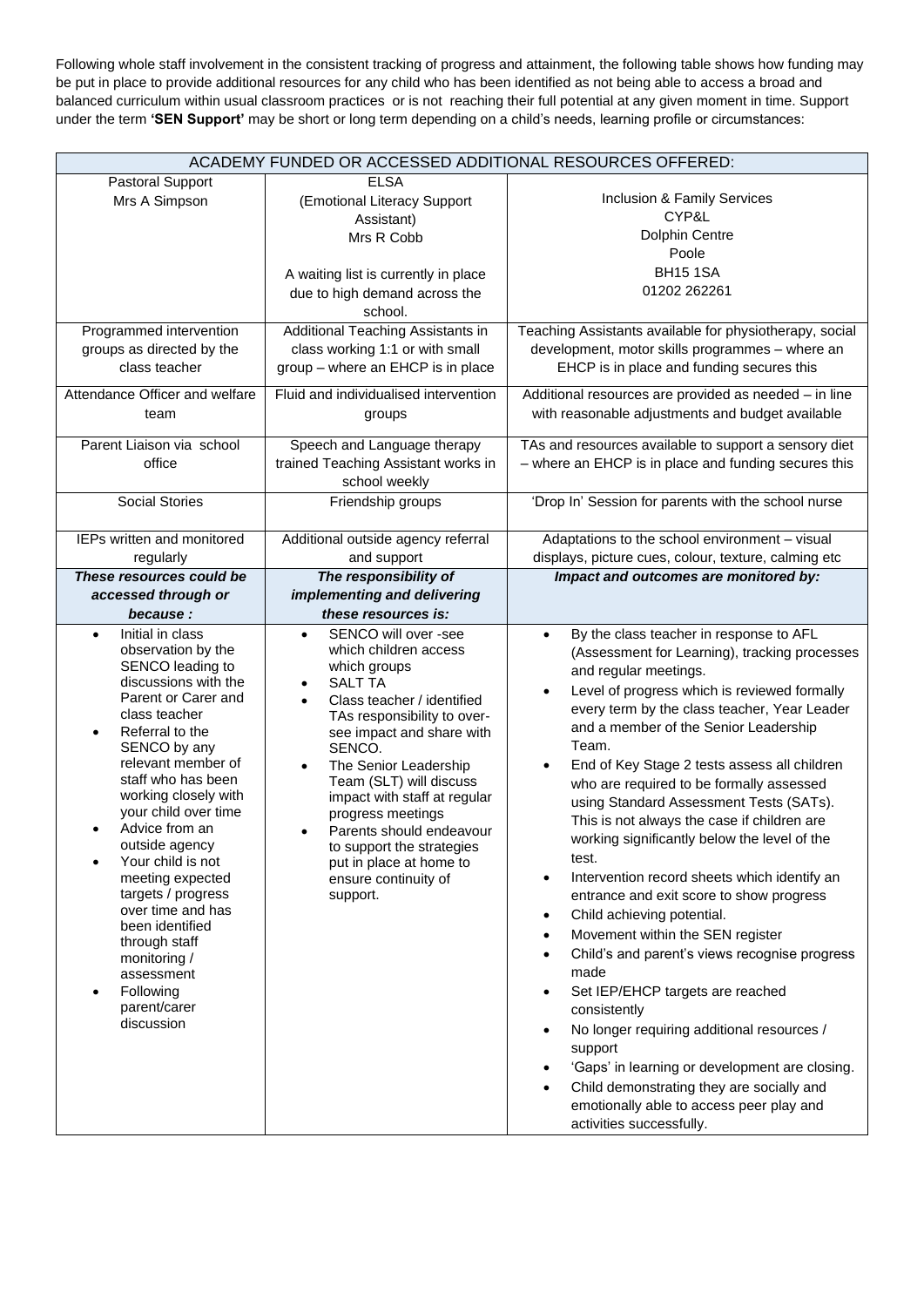Following whole staff involvement in the consistent tracking of progress and attainment, the following table shows how funding may be put in place to provide additional resources for any child who has been identified as not being able to access a broad and balanced curriculum within usual classroom practices or is not reaching their full potential at any given moment in time. Support under the term **'SEN Support'** may be short or long term depending on a child's needs, learning profile or circumstances:

| ACADEMY FUNDED OR ACCESSED ADDITIONAL RESOURCES OFFERED: | | |
|---|---|---|
| Pastoral Support<br>Mrs A Simpson | ELSA<br>(Emotional Literacy Support Assistant)<br>Mrs R Cobb<br><br>A waiting list is currently in place due to high demand across the school. | Inclusion & Family Services<br>CYP&L<br>Dolphin Centre<br>Poole<br>BH15 1SA<br>01202 262261 |
| Programmed intervention groups as directed by the class teacher | Additional Teaching Assistants in class working 1:1 or with small group – where an EHCP is in place | Teaching Assistants available for physiotherapy, social development, motor skills programmes – where an EHCP is in place and funding secures this |
| Attendance Officer and welfare team | Fluid and individualised intervention groups | Additional resources are provided as needed – in line with reasonable adjustments and budget available |
| Parent Liaison via school office | Speech and Language therapy trained Teaching Assistant works in school weekly | TAs and resources available to support a sensory diet – where an EHCP is in place and funding secures this |
| Social Stories | Friendship groups | 'Drop In' Session for parents with the school nurse |
| IEPs written and monitored regularly | Additional outside agency referral and support | Adaptations to the school environment – visual displays, picture cues, colour, texture, calming etc |
| ***These resources could be accessed through or because :*** | ***The responsibility of implementing and delivering these resources is:*** | ***Impact and outcomes are monitored by:*** |
| • Initial in class observation by the SENCO leading to discussions with the Parent or Carer and class teacher<br>• Referral to the SENCO by any relevant member of staff who has been working closely with your child over time<br>• Advice from an outside agency<br>• Your child is not meeting expected targets / progress over time and has been identified through staff monitoring / assessment<br>• Following parent/carer discussion | • SENCO will over -see which children access which groups<br>• SALT TA<br>• Class teacher / identified TAs responsibility to over-see impact and share with SENCO.<br>• The Senior Leadership Team (SLT) will discuss impact with staff at regular progress meetings<br>• Parents should endeavour to support the strategies put in place at home to ensure continuity of support. | • By the class teacher in response to AFL (Assessment for Learning), tracking processes and regular meetings.<br>• Level of progress which is reviewed formally every term by the class teacher, Year Leader and a member of the Senior Leadership Team.<br>• End of Key Stage 2 tests assess all children who are required to be formally assessed using Standard Assessment Tests (SATs). This is not always the case if children are working significantly below the level of the test.<br>• Intervention record sheets which identify an entrance and exit score to show progress<br>• Child achieving potential.<br>• Movement within the SEN register<br>• Child's and parent's views recognise progress made<br>• Set IEP/EHCP targets are reached consistently<br>• No longer requiring additional resources / support<br>• 'Gaps' in learning or development are closing.<br>• Child demonstrating they are socially and emotionally able to access peer play and activities successfully. |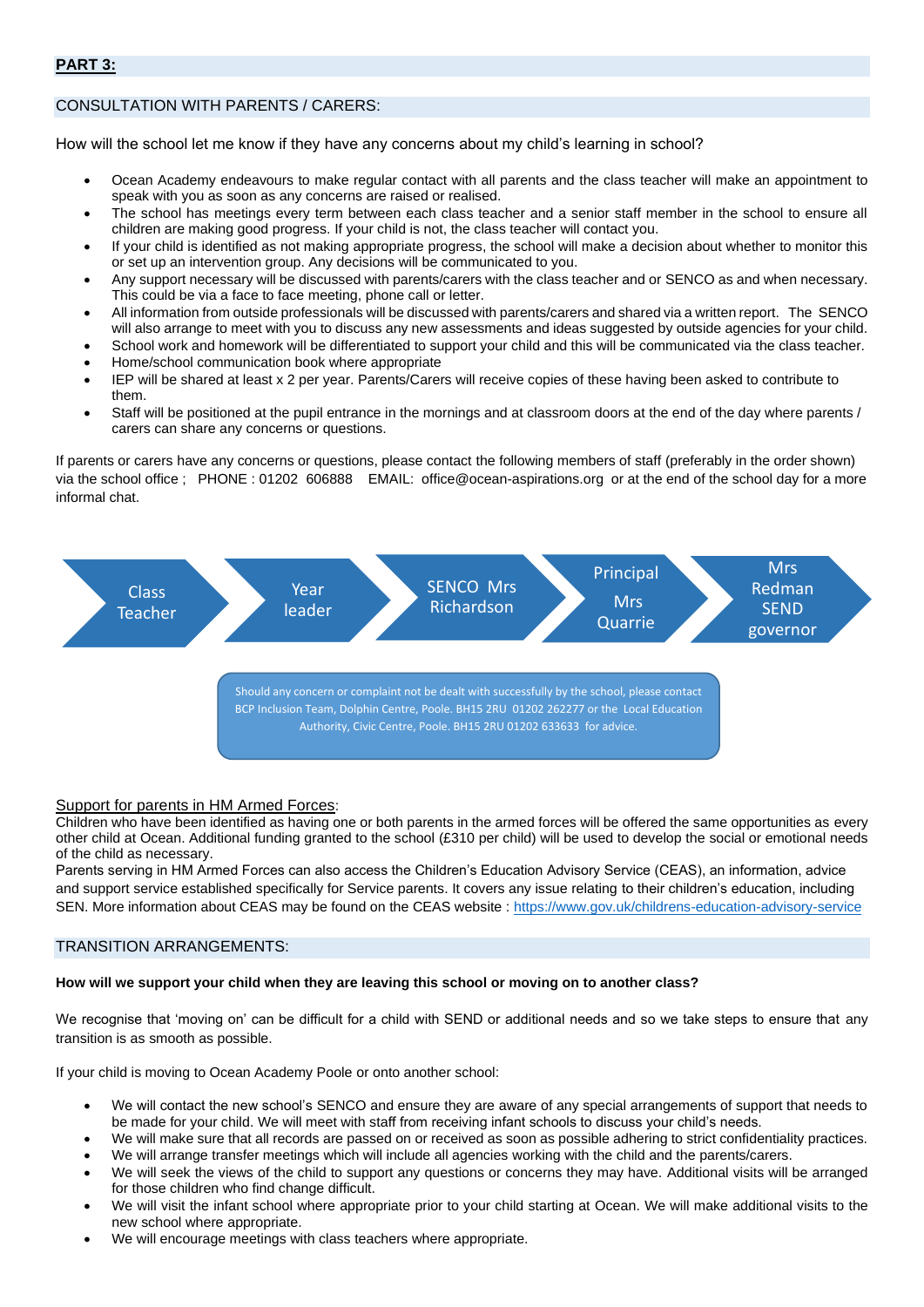**PART 3:**

CONSULTATION WITH PARENTS / CARERS:

How will the school let me know if they have any concerns about my child's learning in school?

- Ocean Academy endeavours to make regular contact with all parents and the class teacher will make an appointment to speak with you as soon as any concerns are raised or realised.
- The school has meetings every term between each class teacher and a senior staff member in the school to ensure all children are making good progress. If your child is not, the class teacher will contact you.
- If your child is identified as not making appropriate progress, the school will make a decision about whether to monitor this or set up an intervention group. Any decisions will be communicated to you.
- Any support necessary will be discussed with parents/carers with the class teacher and or SENCO as and when necessary. This could be via a face to face meeting, phone call or letter.
- All information from outside professionals will be discussed with parents/carers and shared via a written report. The SENCO will also arrange to meet with you to discuss any new assessments and ideas suggested by outside agencies for your child.
- School work and homework will be differentiated to support your child and this will be communicated via the class teacher.
- Home/school communication book where appropriate
- IEP will be shared at least x 2 per year. Parents/Carers will receive copies of these having been asked to contribute to them.
- Staff will be positioned at the pupil entrance in the mornings and at classroom doors at the end of the day where parents / carers can share any concerns or questions.

If parents or carers have any concerns or questions, please contact the following members of staff (preferably in the order shown) via the school office ; PHONE : 01202 606888 EMAIL: office@ocean-aspirations.org or at the end of the school day for a more informal chat.

Class Teacher → Year leader → SENCO Mrs Richardson → Principal Mrs Quarrie → Mrs Redman SEND governor

Should any concern or complaint not be dealt with successfully by the school, please contact BCP Inclusion Team, Dolphin Centre, Poole. BH15 2RU 01202 262277 or the Local Education Authority, Civic Centre, Poole. BH15 2RU 01202 633633 for advice.

Support for parents in HM Armed Forces:
Children who have been identified as having one or both parents in the armed forces will be offered the same opportunities as every other child at Ocean. Additional funding granted to the school (£310 per child) will be used to develop the social or emotional needs of the child as necessary.
Parents serving in HM Armed Forces can also access the Children's Education Advisory Service (CEAS), an information, advice and support service established specifically for Service parents. It covers any issue relating to their children's education, including SEN. More information about CEAS may be found on the CEAS website : https://www.gov.uk/childrens-education-advisory-service

TRANSITION ARRANGEMENTS:

**How will we support your child when they are leaving this school or moving on to another class?**

We recognise that 'moving on' can be difficult for a child with SEND or additional needs and so we take steps to ensure that any transition is as smooth as possible.

If your child is moving to Ocean Academy Poole or onto another school:

- We will contact the new school's SENCO and ensure they are aware of any special arrangements of support that needs to be made for your child. We will meet with staff from receiving infant schools to discuss your child's needs.
- We will make sure that all records are passed on or received as soon as possible adhering to strict confidentiality practices.
- We will arrange transfer meetings which will include all agencies working with the child and the parents/carers.
- We will seek the views of the child to support any questions or concerns they may have. Additional visits will be arranged for those children who find change difficult.
- We will visit the infant school where appropriate prior to your child starting at Ocean. We will make additional visits to the new school where appropriate.
- We will encourage meetings with class teachers where appropriate.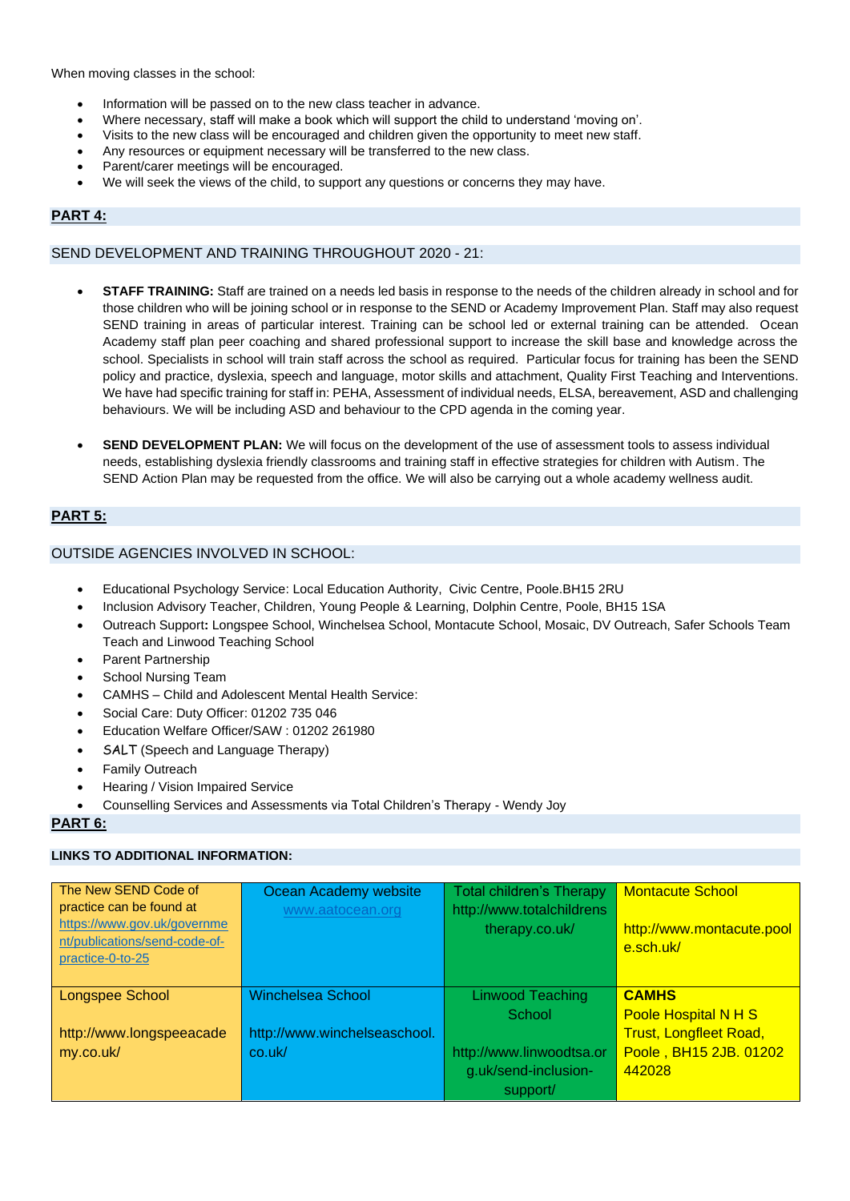When moving classes in the school:

- Information will be passed on to the new class teacher in advance.
- Where necessary, staff will make a book which will support the child to understand 'moving on'.
- Visits to the new class will be encouraged and children given the opportunity to meet new staff.
- Any resources or equipment necessary will be transferred to the new class.
- Parent/carer meetings will be encouraged.
- We will seek the views of the child, to support any questions or concerns they may have.

## PART 4:

### SEND DEVELOPMENT AND TRAINING THROUGHOUT 2020 - 21:

- **STAFF TRAINING:** Staff are trained on a needs led basis in response to the needs of the children already in school and for those children who will be joining school or in response to the SEND or Academy Improvement Plan. Staff may also request SEND training in areas of particular interest. Training can be school led or external training can be attended. Ocean Academy staff plan peer coaching and shared professional support to increase the skill base and knowledge across the school. Specialists in school will train staff across the school as required. Particular focus for training has been the SEND policy and practice, dyslexia, speech and language, motor skills and attachment, Quality First Teaching and Interventions. We have had specific training for staff in: PEHA, Assessment of individual needs, ELSA, bereavement, ASD and challenging behaviours. We will be including ASD and behaviour to the CPD agenda in the coming year.

- **SEND DEVELOPMENT PLAN:** We will focus on the development of the use of assessment tools to assess individual needs, establishing dyslexia friendly classrooms and training staff in effective strategies for children with Autism. The SEND Action Plan may be requested from the office. We will also be carrying out a whole academy wellness audit.

## PART 5:

### OUTSIDE AGENCIES INVOLVED IN SCHOOL:

- Educational Psychology Service: Local Education Authority, Civic Centre, Poole.BH15 2RU
- Inclusion Advisory Teacher, Children, Young People & Learning, Dolphin Centre, Poole, BH15 1SA
- Outreach Support**:** Longspee School, Winchelsea School, Montacute School, Mosaic, DV Outreach, Safer Schools Team Teach and Linwood Teaching School
- Parent Partnership
- School Nursing Team
- CAMHS – Child and Adolescent Mental Health Service:
- Social Care: Duty Officer: 01202 735 046
- Education Welfare Officer/SAW : 01202 261980
- SALT (Speech and Language Therapy)
- Family Outreach
- Hearing / Vision Impaired Service
- Counselling Services and Assessments via Total Children's Therapy - Wendy Joy

## PART 6:

### LINKS TO ADDITIONAL INFORMATION:

| | | | |
|---|---|---|---|
| The New SEND Code of practice can be found at https://www.gov.uk/government/publications/send-code-of-practice-0-to-25 | Ocean Academy website www.aatocean.org | Total children's Therapy http://www.totalchildrenstherapy.co.uk/ | Montacute School<br><br>http://www.montacute.poole.sch.uk/ |
| Longspee School<br><br>http://www.longspeeacademy.co.uk/ | Winchelsea School<br><br>http://www.winchelseaschool.co.uk/ | Linwood Teaching School<br><br>http://www.linwoodtsa.org.uk/send-inclusion-support/ | **CAMHS**<br>Poole Hospital N H S Trust, Longfleet Road, Poole , BH15 2JB. 01202 442028 |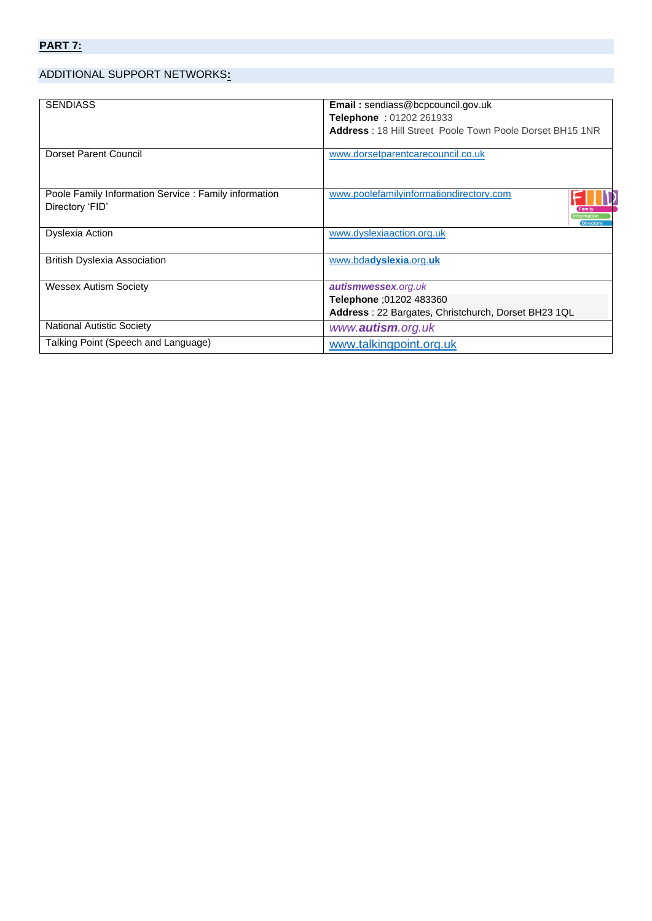**PART 7:**

ADDITIONAL SUPPORT NETWORKS**:**

| | |
|---|---|
| SENDIASS | **Email :** sendiass@bcpcouncil.gov.uk<br>**Telephone** : 01202 261933<br>**Address** : 18 Hill Street Poole Town Poole Dorset BH15 1NR |
| Dorset Parent Council | www.dorsetparentcarecouncil.co.uk |
| Poole Family Information Service : Family information Directory 'FID' | www.poolefamilyinformationdirectory.com |
| Dyslexia Action | www.dyslexiaaction.org.uk |
| British Dyslexia Association | www.bda**dyslexia**.org.**uk** |
| Wessex Autism Society | ***autismwessex***.*org.uk*<br>**Telephone** ;01202 483360<br>**Address** : 22 Bargates, Christchurch, Dorset BH23 1QL |
| National Autistic Society | *www.**autism**.org.uk* |
| Talking Point (Speech and Language) | www.talkingpoint.org.uk |